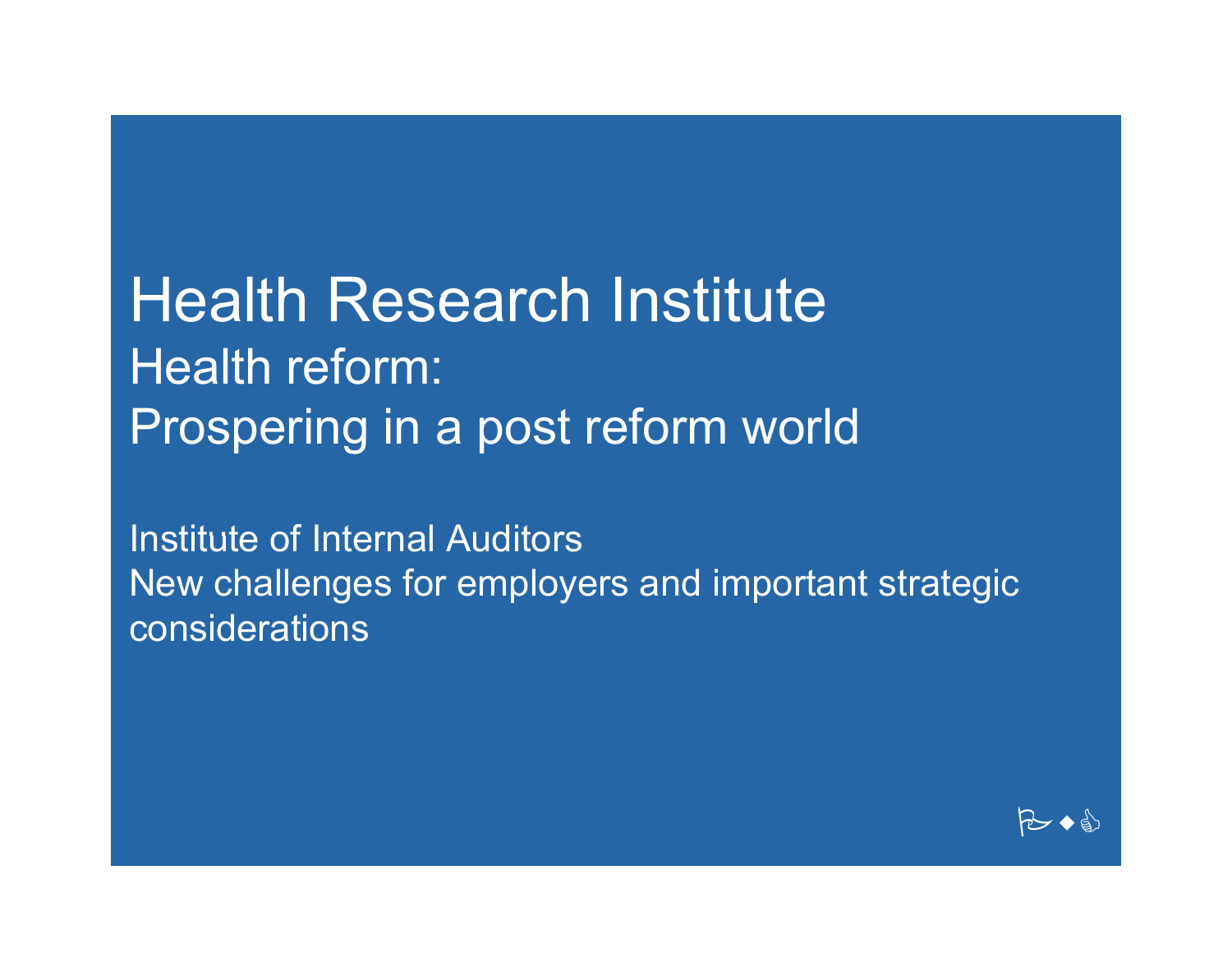# Health Research Institute

## Health reform:
## Prospering in a post reform world

Institute of Internal Auditors
New challenges for employers and important strategic considerations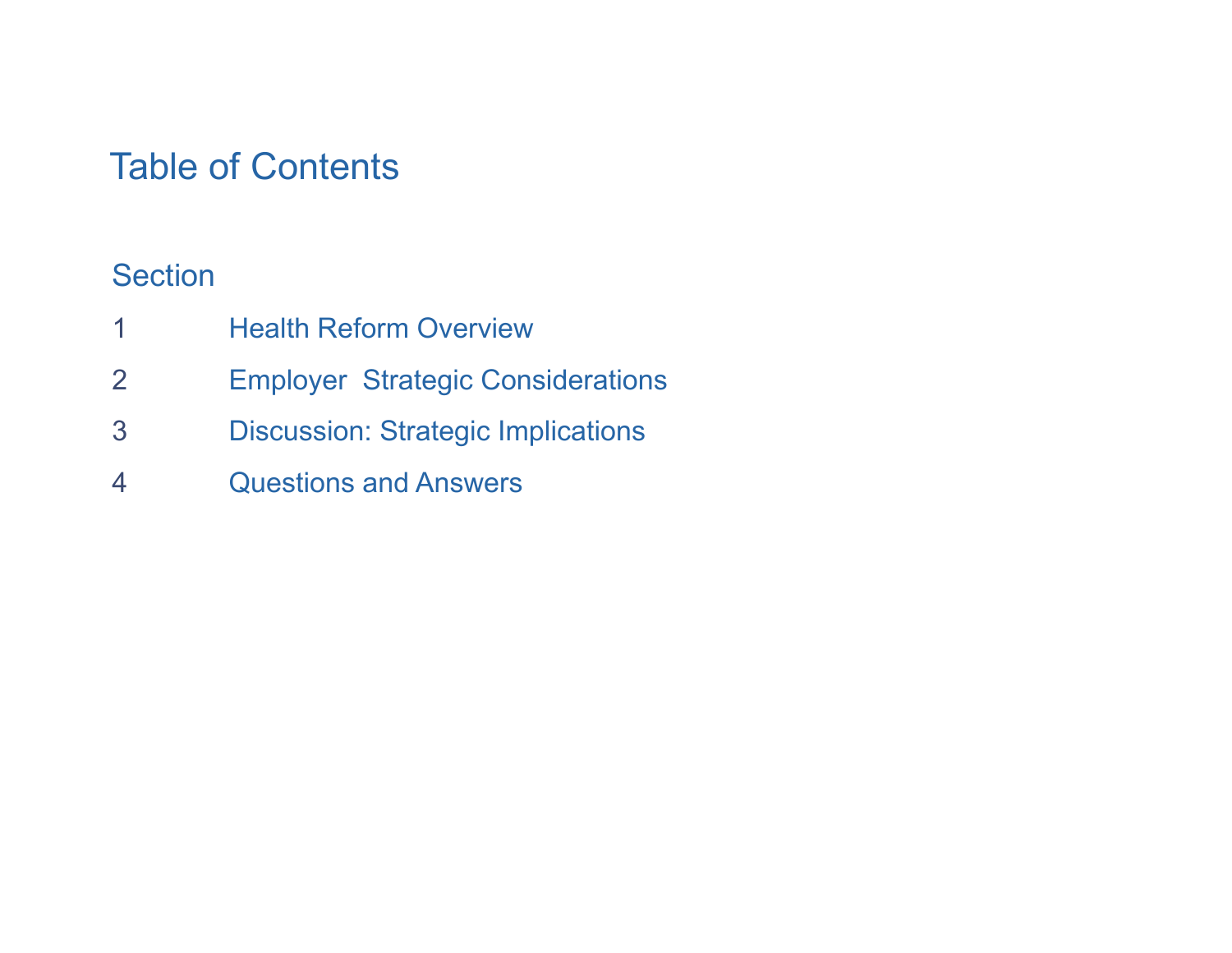# Table of Contents

| Section | |
|---|---|
| 1 | Health Reform Overview |
| 2 | Employer  Strategic Considerations |
| 3 | Discussion: Strategic Implications |
| 4 | Questions and Answers |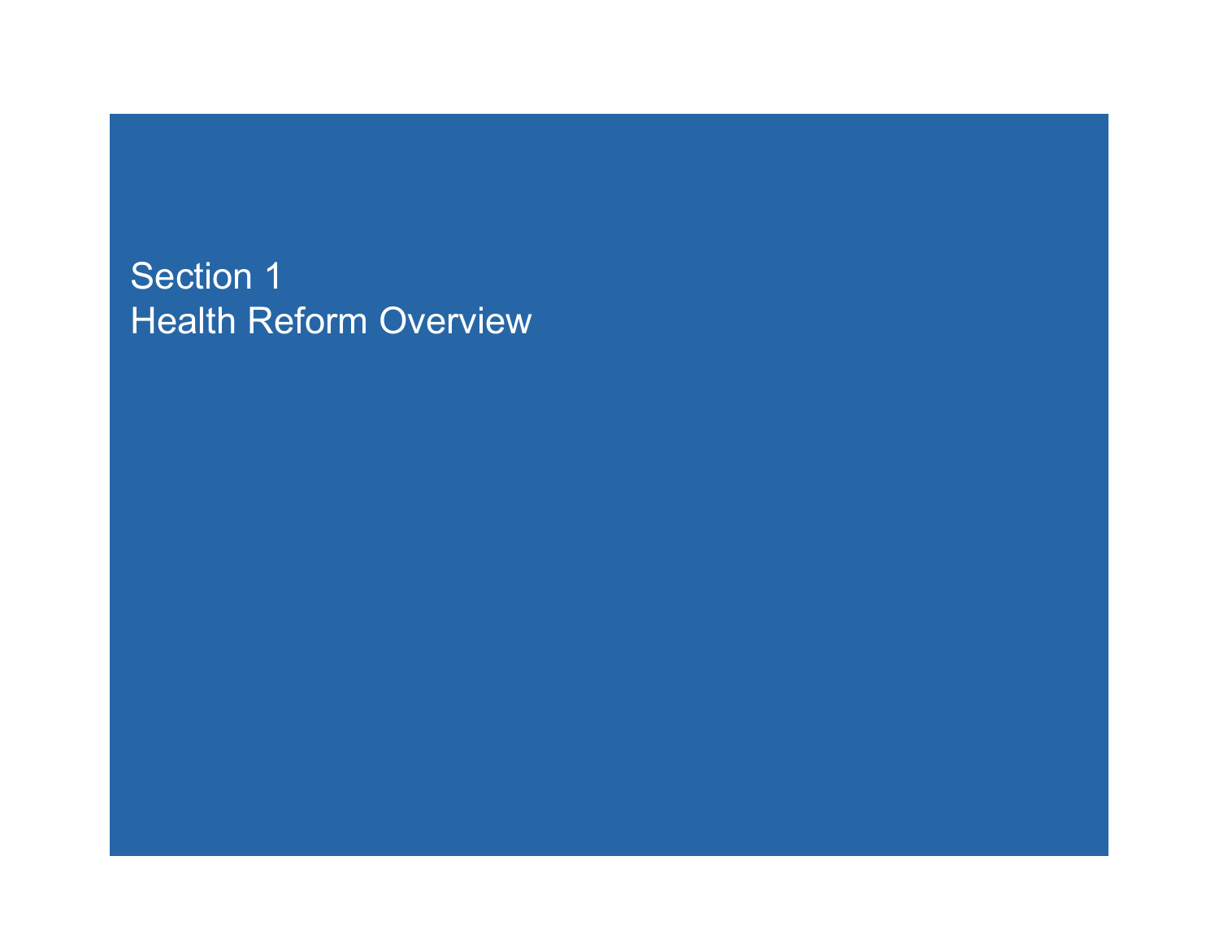# Section 1
# Health Reform Overview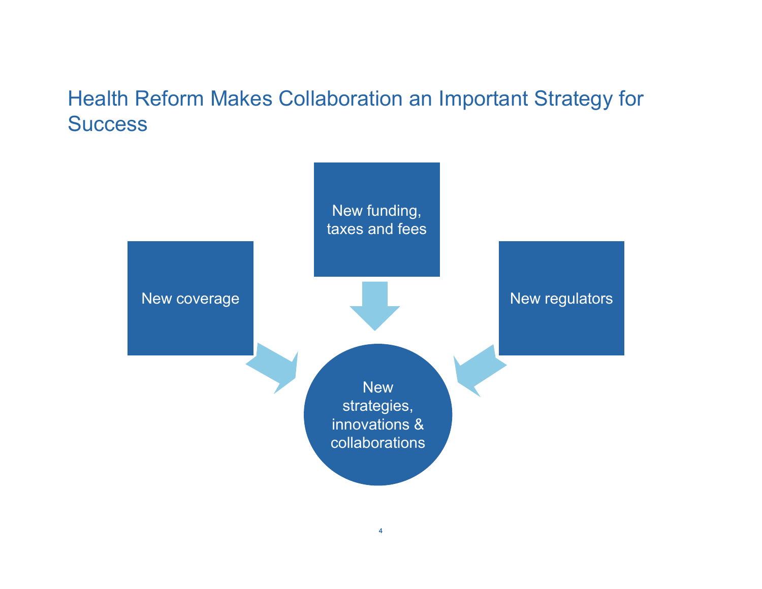# Health Reform Makes Collaboration an Important Strategy for Success

New funding, taxes and fees

New coverage

New regulators

New strategies, innovations & collaborations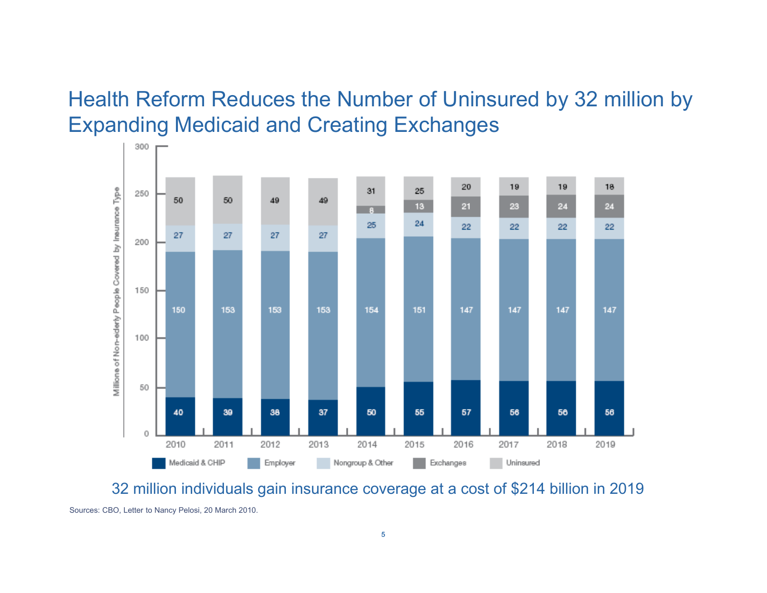# Health Reform Reduces the Number of Uninsured by 32 million by Expanding Medicaid and Creating Exchanges

| Year | Medicaid & CHIP | Employer | Nongroup & Other | Exchanges | Uninsured |
|---|---|---|---|---|---|
| 2010 | 40 | 150 | 27 | | 50 |
| 2011 | 39 | 153 | 27 | | 50 |
| 2012 | 38 | 153 | 27 | | 49 |
| 2013 | 37 | 153 | 27 | | 49 |
| 2014 | 50 | 154 | 25 | 8 | 31 |
| 2015 | 55 | 151 | 24 | 13 | 25 |
| 2016 | 57 | 147 | 22 | 21 | 20 |
| 2017 | 56 | 147 | 22 | 23 | 19 |
| 2018 | 56 | 147 | 22 | 24 | 19 |
| 2019 | 56 | 147 | 22 | 24 | 18 |

Millions of Non-elderly People Covered by Insurance Type

32 million individuals gain insurance coverage at a cost of $214 billion in 2019

Sources: CBO, Letter to Nancy Pelosi, 20 March 2010.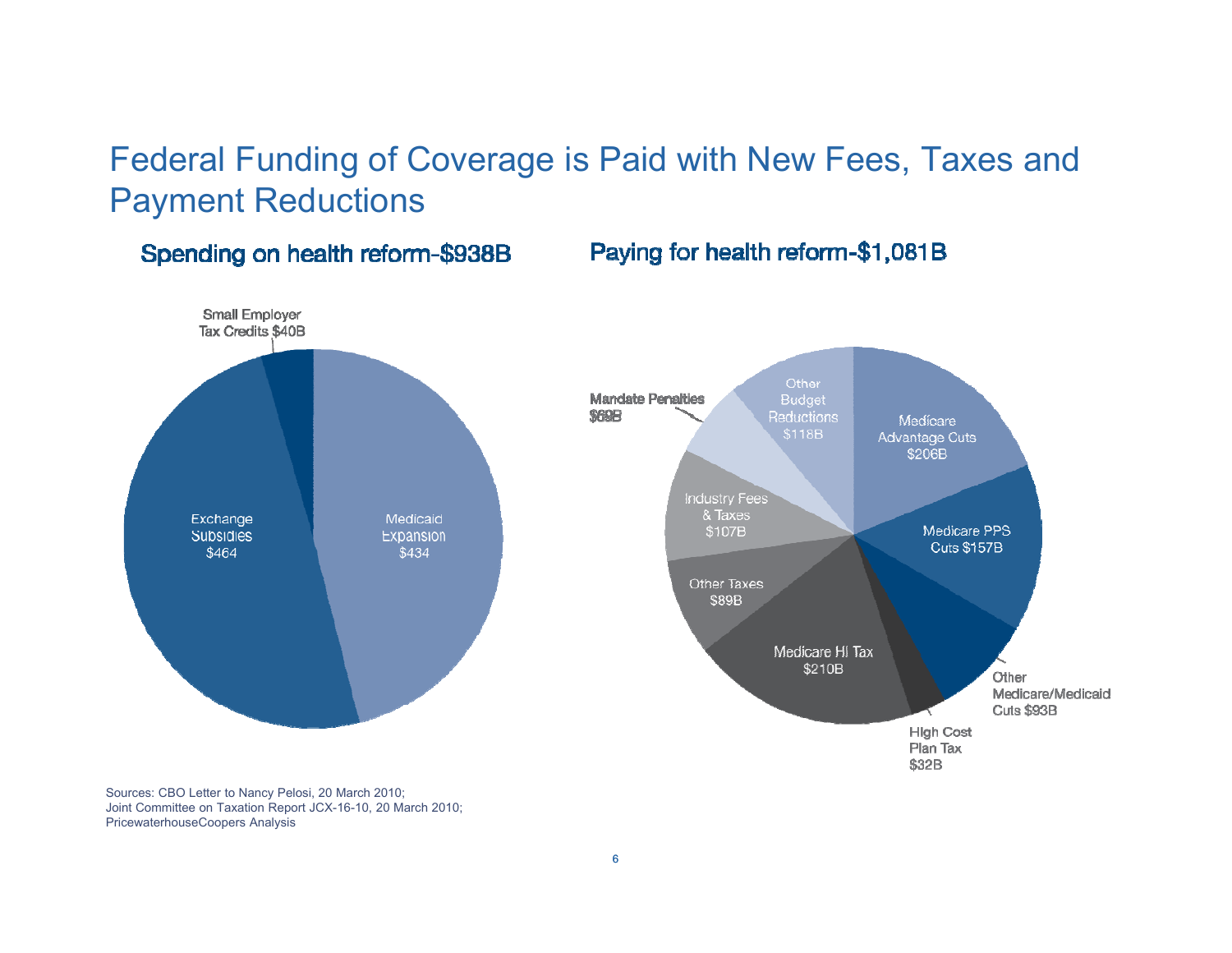# Federal Funding of Coverage is Paid with New Fees, Taxes and Payment Reductions

## Spending on health reform-$938B

- Medicaid Expansion $434
- Exchange Subsidies $464
- Small Employer Tax Credits $40B

## Paying for health reform-$1,081B

- Medicare Advantage Cuts $206B
- Medicare PPS Cuts $157B
- Other Medicare/Medicaid Cuts $93B
- High Cost Plan Tax $32B
- Medicare HI Tax $210B
- Other Taxes $89B
- Industry Fees & Taxes $107B
- Mandate Penalties $69B
- Other Budget Reductions $118B

Sources: CBO Letter to Nancy Pelosi, 20 March 2010;
Joint Committee on Taxation Report JCX-16-10, 20 March 2010;
PricewaterhouseCoopers Analysis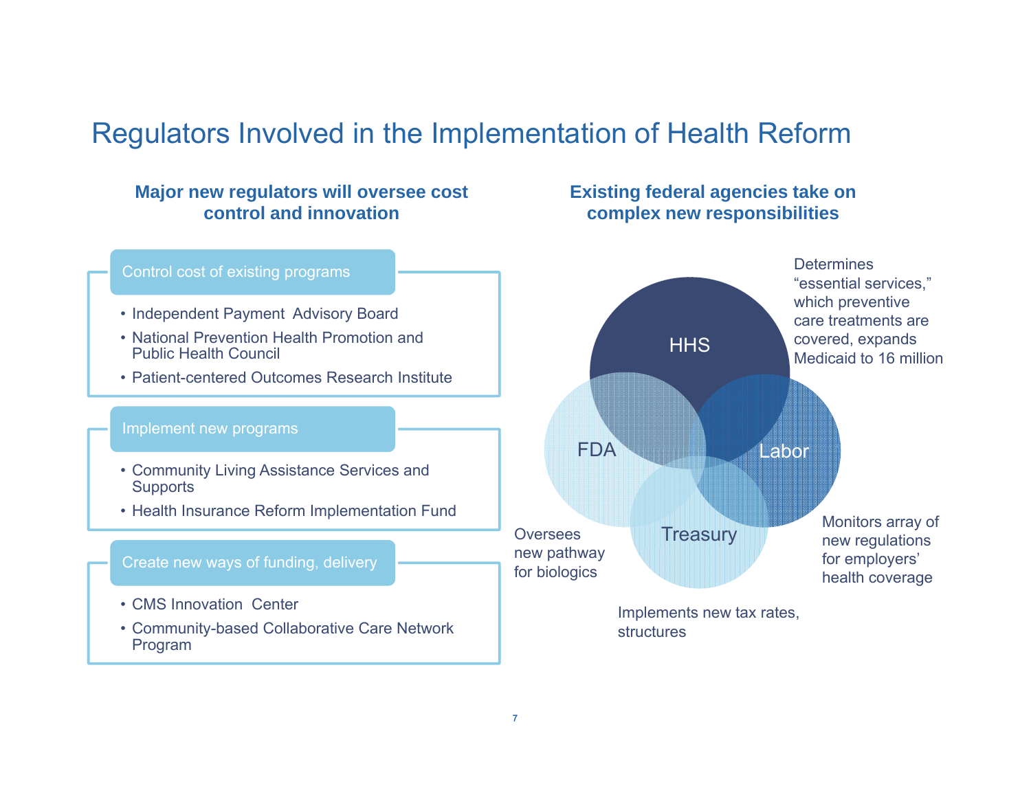# Regulators Involved in the Implementation of Health Reform

## Major new regulators will oversee cost control and innovation

### Control cost of existing programs

- Independent Payment Advisory Board
- National Prevention Health Promotion and Public Health Council
- Patient-centered Outcomes Research Institute

### Implement new programs

- Community Living Assistance Services and Supports
- Health Insurance Reform Implementation Fund

### Create new ways of funding, delivery

- CMS Innovation Center
- Community-based Collaborative Care Network Program

## Existing federal agencies take on complex new responsibilities

**HHS:** Determines "essential services," which preventive care treatments are covered, expands Medicaid to 16 million

**FDA:** Oversees new pathway for biologics

**Labor:** Monitors array of new regulations for employers' health coverage

**Treasury:** Implements new tax rates, structures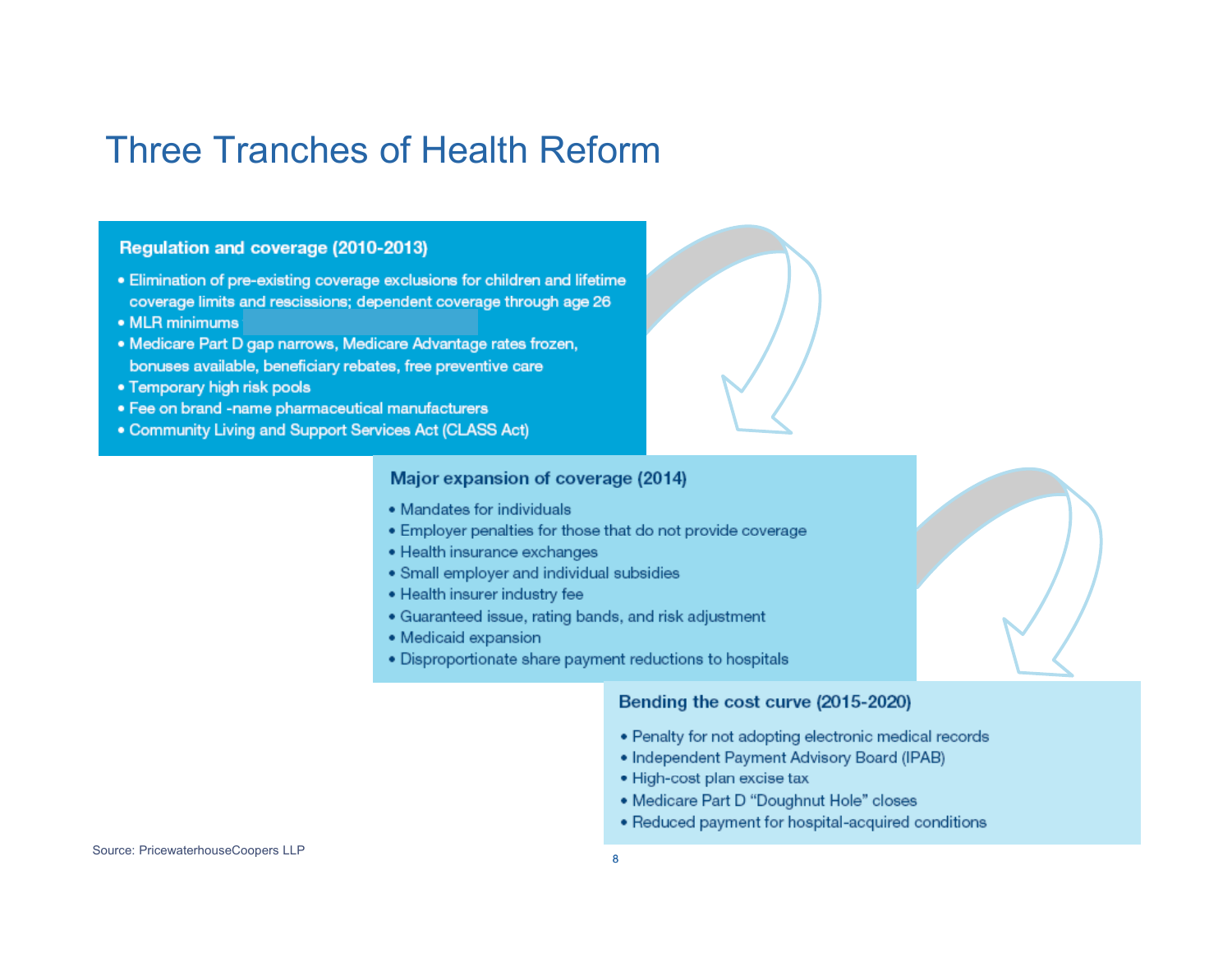# Three Tranches of Health Reform

## Regulation and coverage (2010-2013)

- Elimination of pre-existing coverage exclusions for children and lifetime coverage limits and rescissions; dependent coverage through age 26
- MLR minimums
- Medicare Part D gap narrows, Medicare Advantage rates frozen, bonuses available, beneficiary rebates, free preventive care
- Temporary high risk pools
- Fee on brand -name pharmaceutical manufacturers
- Community Living and Support Services Act (CLASS Act)

## Major expansion of coverage (2014)

- Mandates for individuals
- Employer penalties for those that do not provide coverage
- Health insurance exchanges
- Small employer and individual subsidies
- Health insurer industry fee
- Guaranteed issue, rating bands, and risk adjustment
- Medicaid expansion
- Disproportionate share payment reductions to hospitals

## Bending the cost curve (2015-2020)

- Penalty for not adopting electronic medical records
- Independent Payment Advisory Board (IPAB)
- High-cost plan excise tax
- Medicare Part D "Doughnut Hole" closes
- Reduced payment for hospital-acquired conditions

Source: PricewaterhouseCoopers LLP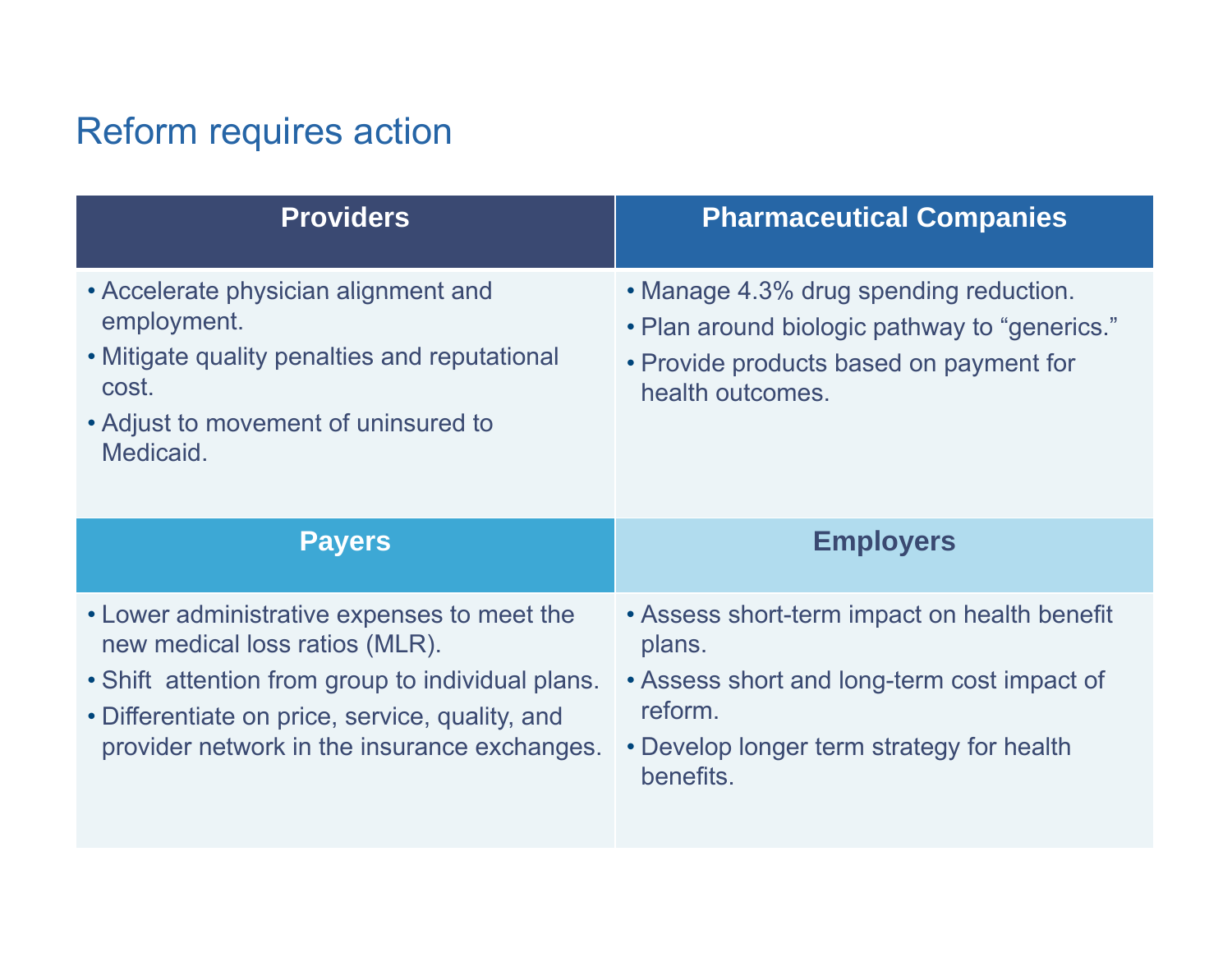# Reform requires action

## Providers

- Accelerate physician alignment and employment.
- Mitigate quality penalties and reputational cost.
- Adjust to movement of uninsured to Medicaid.

## Pharmaceutical Companies

- Manage 4.3% drug spending reduction.
- Plan around biologic pathway to “generics.”
- Provide products based on payment for health outcomes.

## Payers

- Lower administrative expenses to meet the new medical loss ratios (MLR).
- Shift  attention from group to individual plans.
- Differentiate on price, service, quality, and provider network in the insurance exchanges.

## Employers

- Assess short-term impact on health benefit plans.
- Assess short and long-term cost impact of reform.
- Develop longer term strategy for health benefits.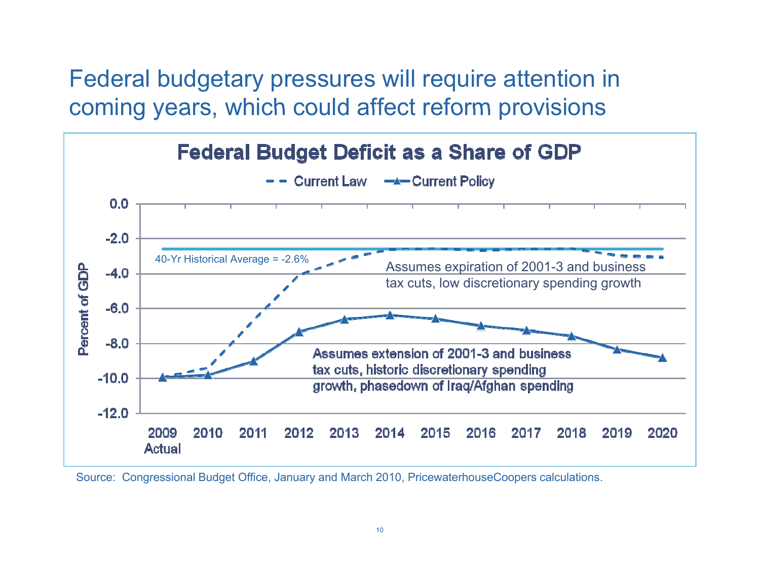# Federal budgetary pressures will require attention in coming years, which could affect reform provisions

**Federal Budget Deficit as a Share of GDP**

- - Current Law —▲— Current Policy

Percent of GDP

0.0, -2.0, -4.0, -6.0, -8.0, -10.0, -12.0

40-Yr Historical Average = -2.6%

Assumes expiration of 2001-3 and business tax cuts, low discretionary spending growth

Assumes extension of 2001-3 and business tax cuts, historic discretionary spending growth, phasedown of Iraq/Afghan spending

2009 Actual, 2010, 2011, 2012, 2013, 2014, 2015, 2016, 2017, 2018, 2019, 2020

Source: Congressional Budget Office, January and March 2010, PricewaterhouseCoopers calculations.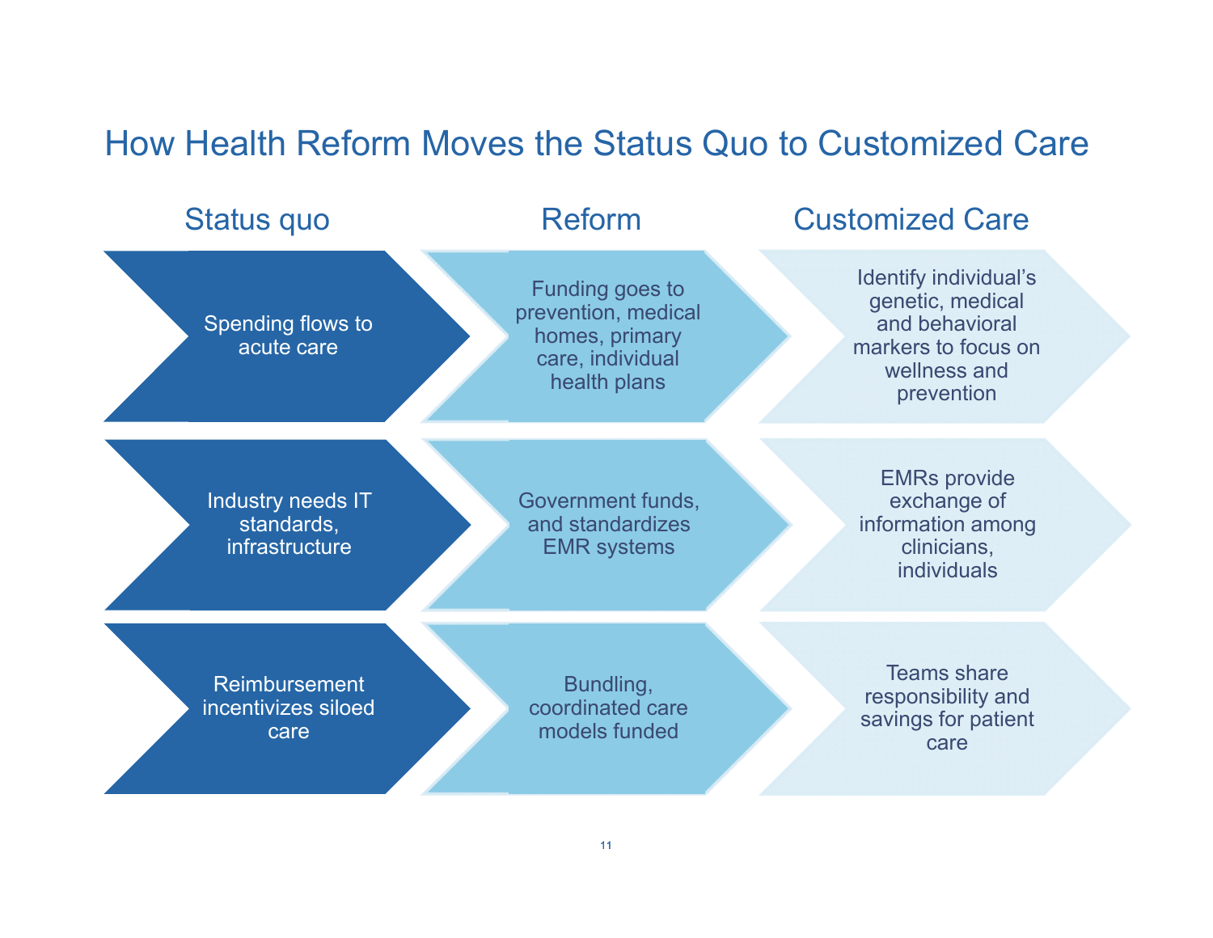# How Health Reform Moves the Status Quo to Customized Care

| Status quo | Reform | Customized Care |
| --- | --- | --- |
| Spending flows to acute care | Funding goes to prevention, medical homes, primary care, individual health plans | Identify individual's genetic, medical and behavioral markers to focus on wellness and prevention |
| Industry needs IT standards, infrastructure | Government funds, and standardizes EMR systems | EMRs provide exchange of information among clinicians, individuals |
| Reimbursement incentivizes siloed care | Bundling, coordinated care models funded | Teams share responsibility and savings for patient care |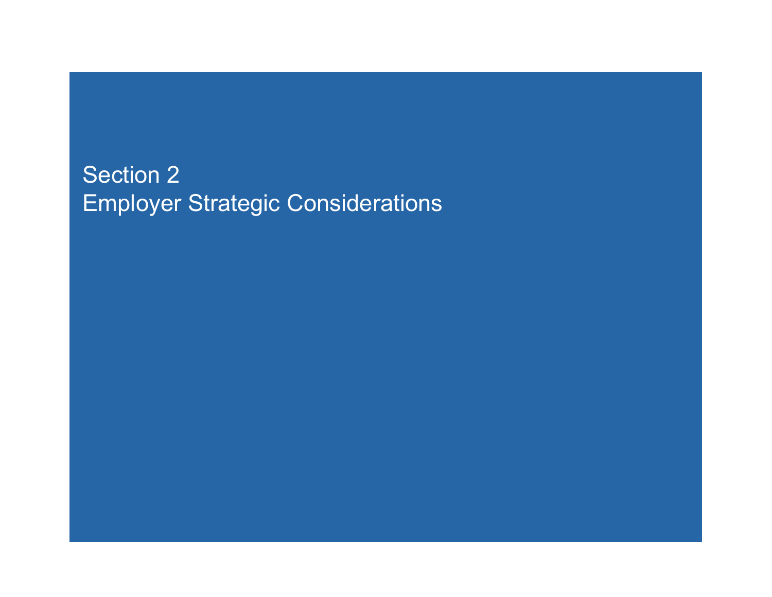# Section 2
## Employer Strategic Considerations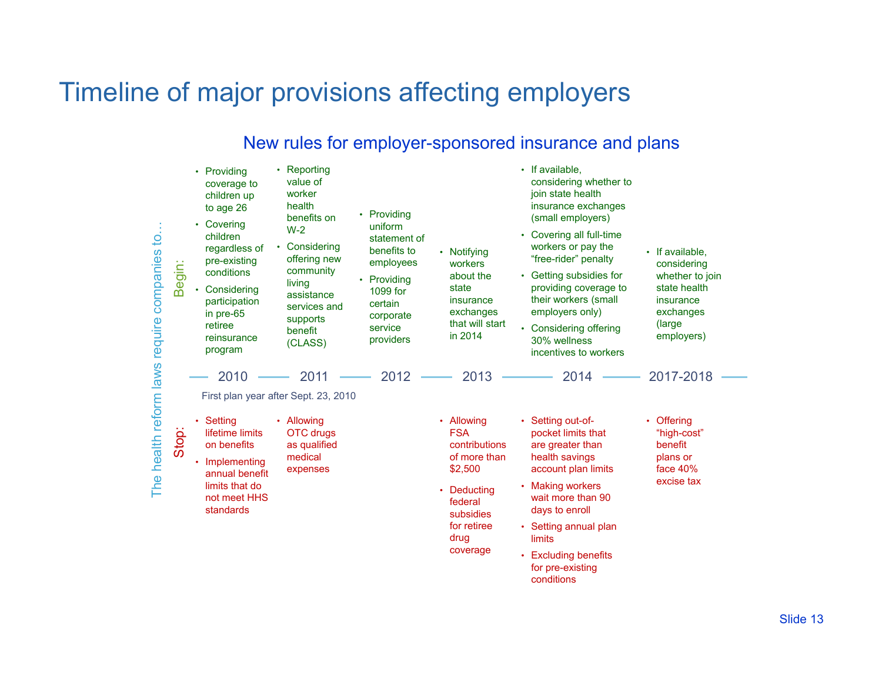# Timeline of major provisions affecting employers

## New rules for employer-sponsored insurance and plans

The health reform laws require companies to…

| | 2010 | 2011 | 2012 | 2013 | 2014 | 2017-2018 |
|---|---|---|---|---|---|---|
| **Begin:** | • Providing coverage to children up to age 26<br>• Covering children regardless of pre-existing conditions<br>• Considering participation in pre-65 retiree reinsurance program | • Reporting value of worker health benefits on W-2<br>• Considering offering new community living assistance services and supports benefit (CLASS) | • Providing uniform statement of benefits to employees<br>• Providing 1099 for certain corporate service providers | • Notifying workers about the state insurance exchanges that will start in 2014 | • If available, considering whether to join state health insurance exchanges (small employers)<br>• Covering all full-time workers or pay the "free-rider" penalty<br>• Getting subsidies for providing coverage to their workers (small employers only)<br>• Considering offering 30% wellness incentives to workers | • If available, considering whether to join state health insurance exchanges (large employers) |
| **Stop:** | • Setting lifetime limits on benefits<br>• Implementing annual benefit limits that do not meet HHS standards | • Allowing OTC drugs as qualified medical expenses | | • Allowing FSA contributions of more than $2,500<br>• Deducting federal subsidies for retiree drug coverage | • Setting out-of-pocket limits that are greater than health savings account plan limits<br>• Making workers wait more than 90 days to enroll<br>• Setting annual plan limits<br>• Excluding benefits for pre-existing conditions | • Offering "high-cost" benefit plans or face 40% excise tax |

First plan year after Sept. 23, 2010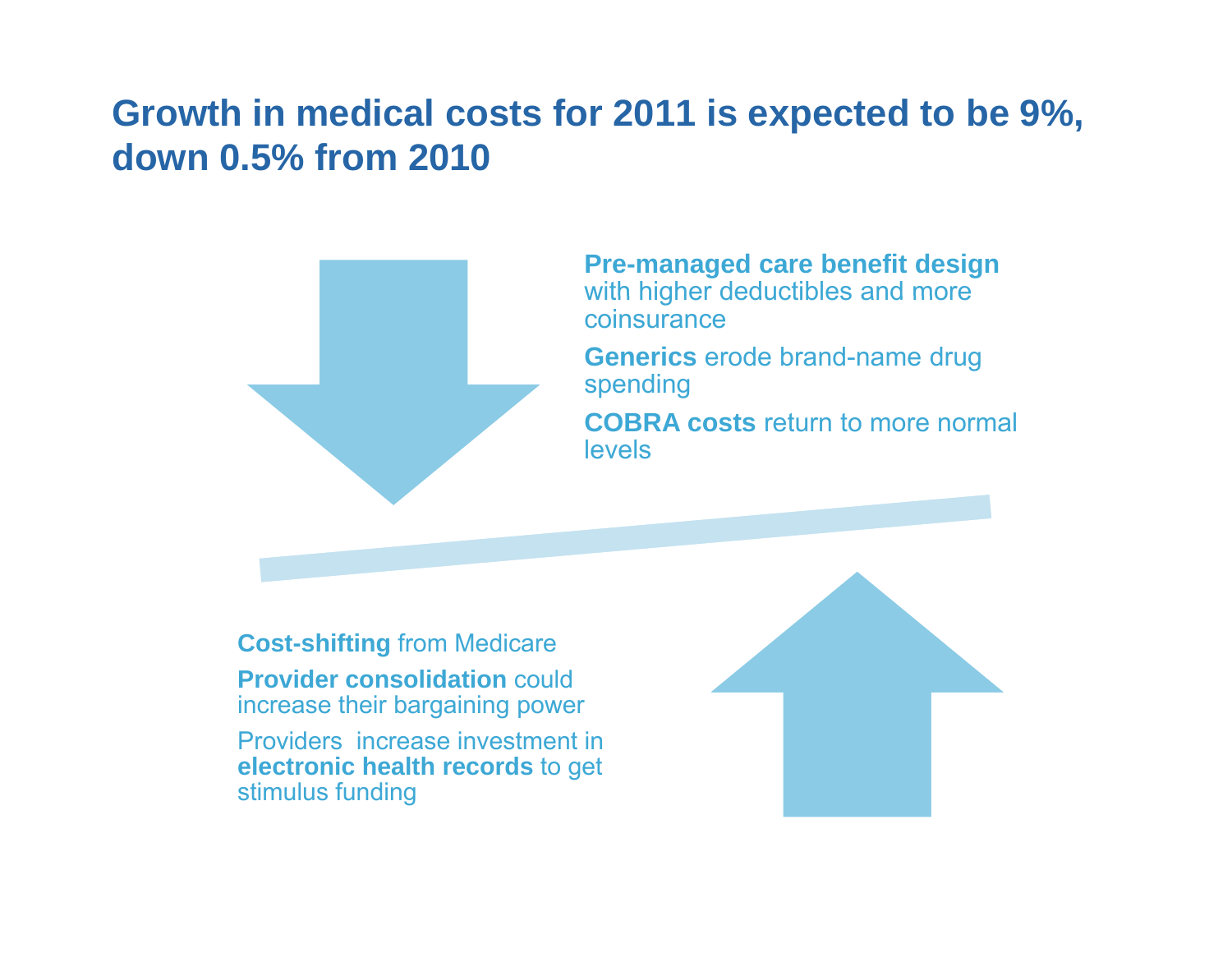# Growth in medical costs for 2011 is expected to be 9%, down 0.5% from 2010

**Pre-managed care benefit design** with higher deductibles and more coinsurance

**Generics** erode brand-name drug spending

**COBRA costs** return to more normal levels

**Cost-shifting** from Medicare

**Provider consolidation** could increase their bargaining power

Providers increase investment in **electronic health records** to get stimulus funding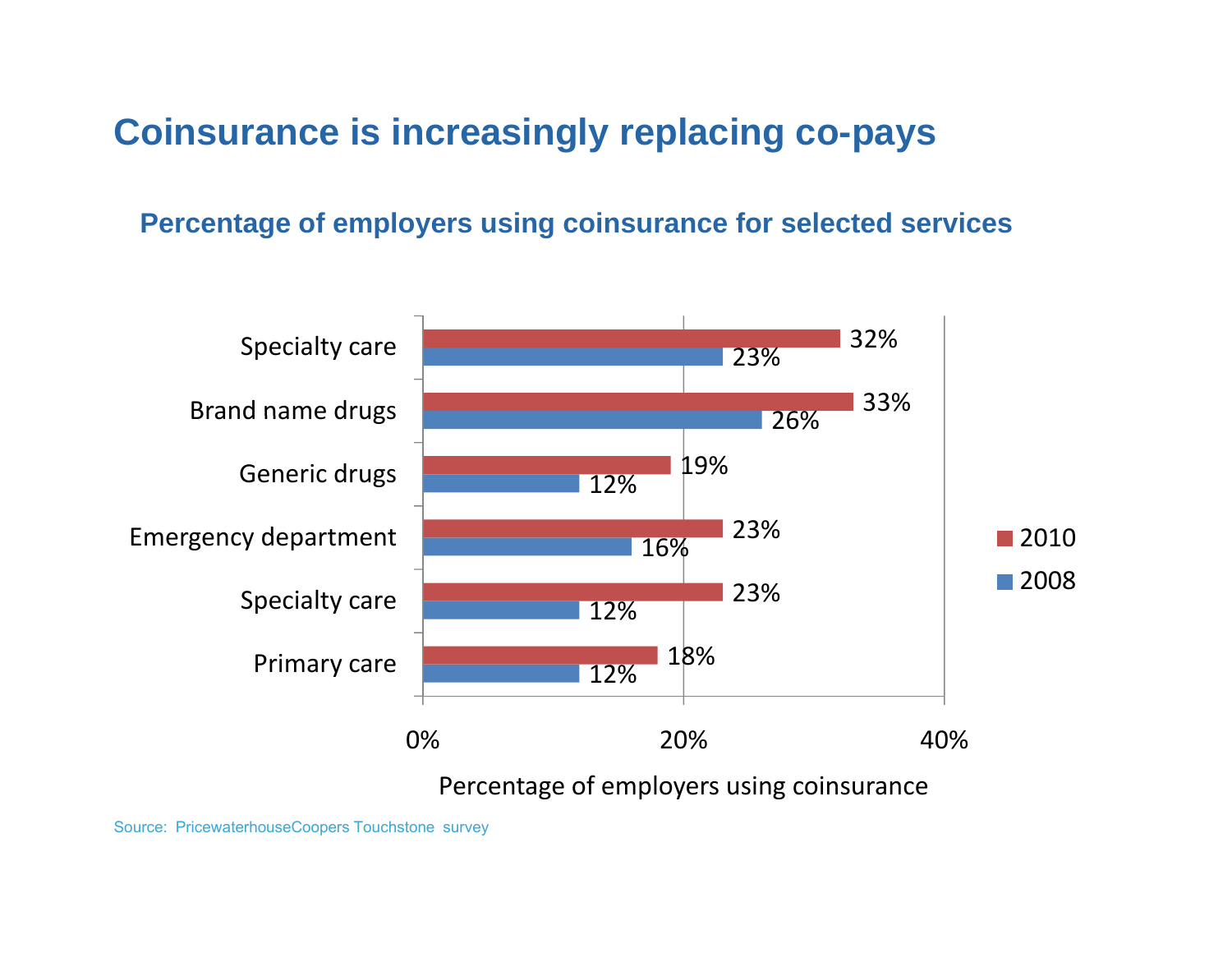# Coinsurance is increasingly replacing co-pays

## Percentage of employers using coinsurance for selected services

| Service | 2010 | 2008 |
|---|---|---|
| Specialty care | 32% | 23% |
| Brand name drugs | 33% | 26% |
| Generic drugs | 19% | 12% |
| Emergency department | 23% | 16% |
| Specialty care | 23% | 12% |
| Primary care | 18% | 12% |

Percentage of employers using coinsurance

Source: PricewaterhouseCoopers Touchstone survey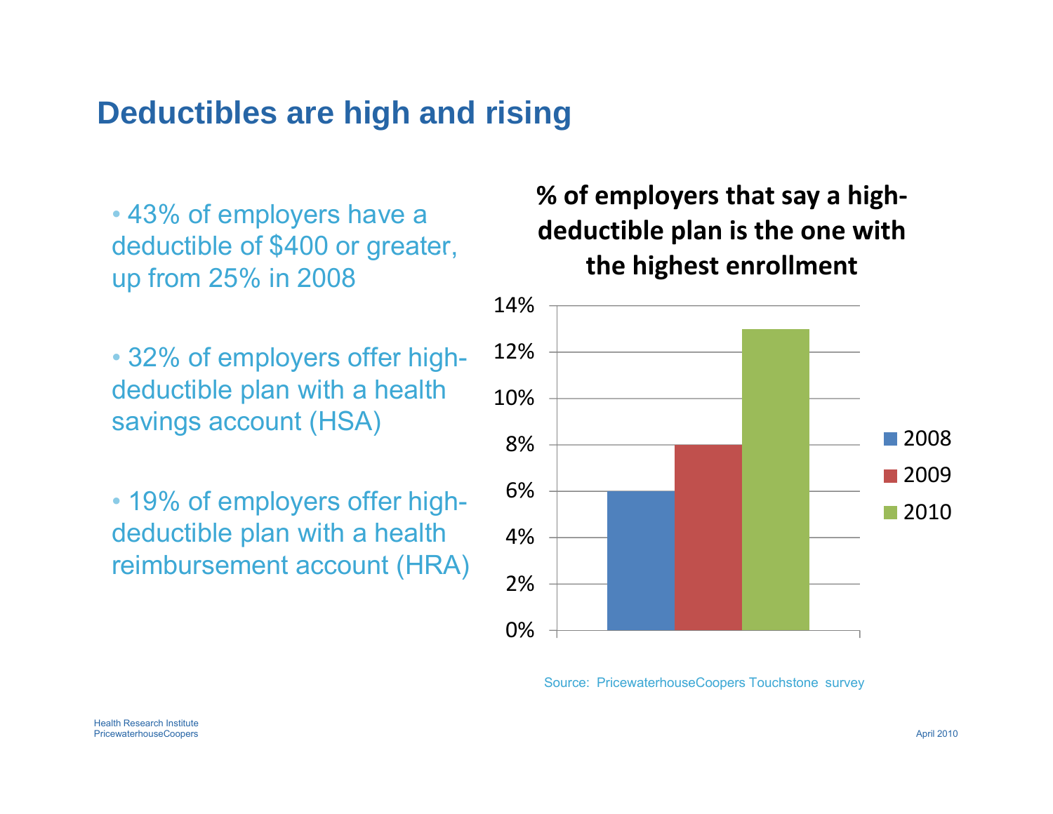# Deductibles are high and rising

- 43% of employers have a deductible of $400 or greater, up from 25% in 2008
- 32% of employers offer high-deductible plan with a health savings account (HSA)
- 19% of employers offer high-deductible plan with a health reimbursement account (HRA)

**% of employers that say a high-deductible plan is the one with the highest enrollment**

| Year | % |
|---|---|
| 2008 | 6% |
| 2009 | 8% |
| 2010 | 13% |

Source: PricewaterhouseCoopers Touchstone survey

Health Research Institute
PricewaterhouseCoopers

April 2010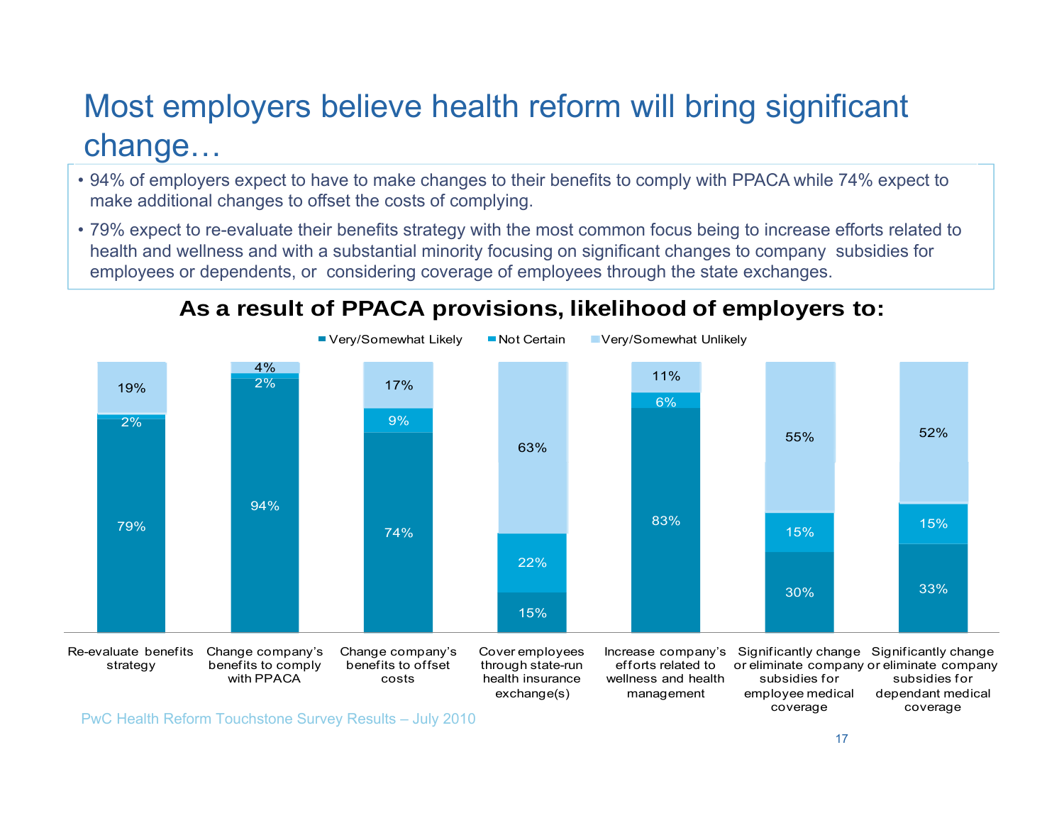# Most employers believe health reform will bring significant change…

- 94% of employers expect to have to make changes to their benefits to comply with PPACA while 74% expect to make additional changes to offset the costs of complying.
- 79% expect to re-evaluate their benefits strategy with the most common focus being to increase efforts related to health and wellness and with a substantial minority focusing on significant changes to company subsidies for employees or dependents, or considering coverage of employees through the state exchanges.

**As a result of PPACA provisions, likelihood of employers to:**

| | Very/Somewhat Likely | Not Certain | Very/Somewhat Unlikely |
|---|---|---|---|
| Re-evaluate benefits strategy | 79% | 2% | 19% |
| Change company's benefits to comply with PPACA | 94% | 2% | 4% |
| Change company's benefits to offset costs | 74% | 9% | 17% |
| Cover employees through state-run health insurance exchange(s) | 15% | 22% | 63% |
| Increase company's efforts related to wellness and health management | 83% | 6% | 11% |
| Significantly change or eliminate company subsidies for employee medical coverage | 30% | 15% | 55% |
| Significantly change or eliminate company subsidies for dependant medical coverage | 33% | 15% | 52% |

PwC Health Reform Touchstone Survey Results – July 2010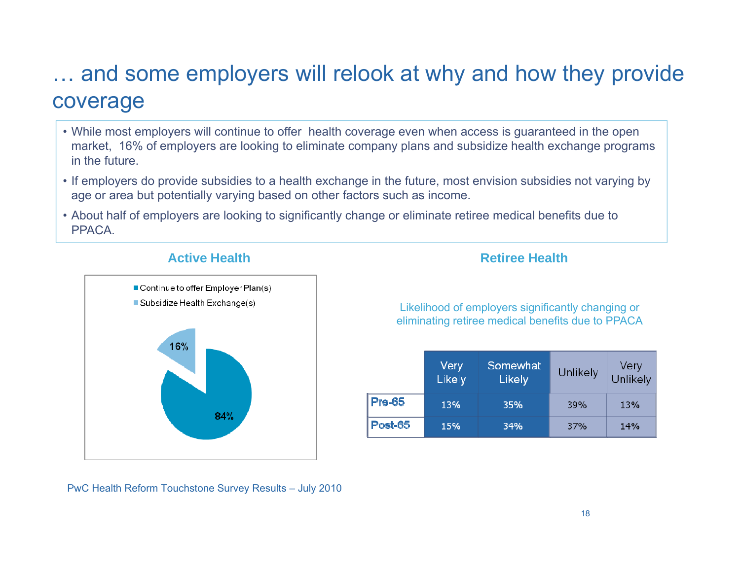# … and some employers will relook at why and how they provide coverage

- While most employers will continue to offer health coverage even when access is guaranteed in the open market, 16% of employers are looking to eliminate company plans and subsidize health exchange programs in the future.
- If employers do provide subsidies to a health exchange in the future, most envision subsidies not varying by age or area but potentially varying based on other factors such as income.
- About half of employers are looking to significantly change or eliminate retiree medical benefits due to PPACA.

## Active Health

- Continue to offer Employer Plan(s): 84%
- Subsidize Health Exchange(s): 16%

## Retiree Health

Likelihood of employers significantly changing or eliminating retiree medical benefits due to PPACA

| | Very Likely | Somewhat Likely | Unlikely | Very Unlikely |
|---|---|---|---|---|
| Pre-65 | 13% | 35% | 39% | 13% |
| Post-65 | 15% | 34% | 37% | 14% |

PwC Health Reform Touchstone Survey Results – July 2010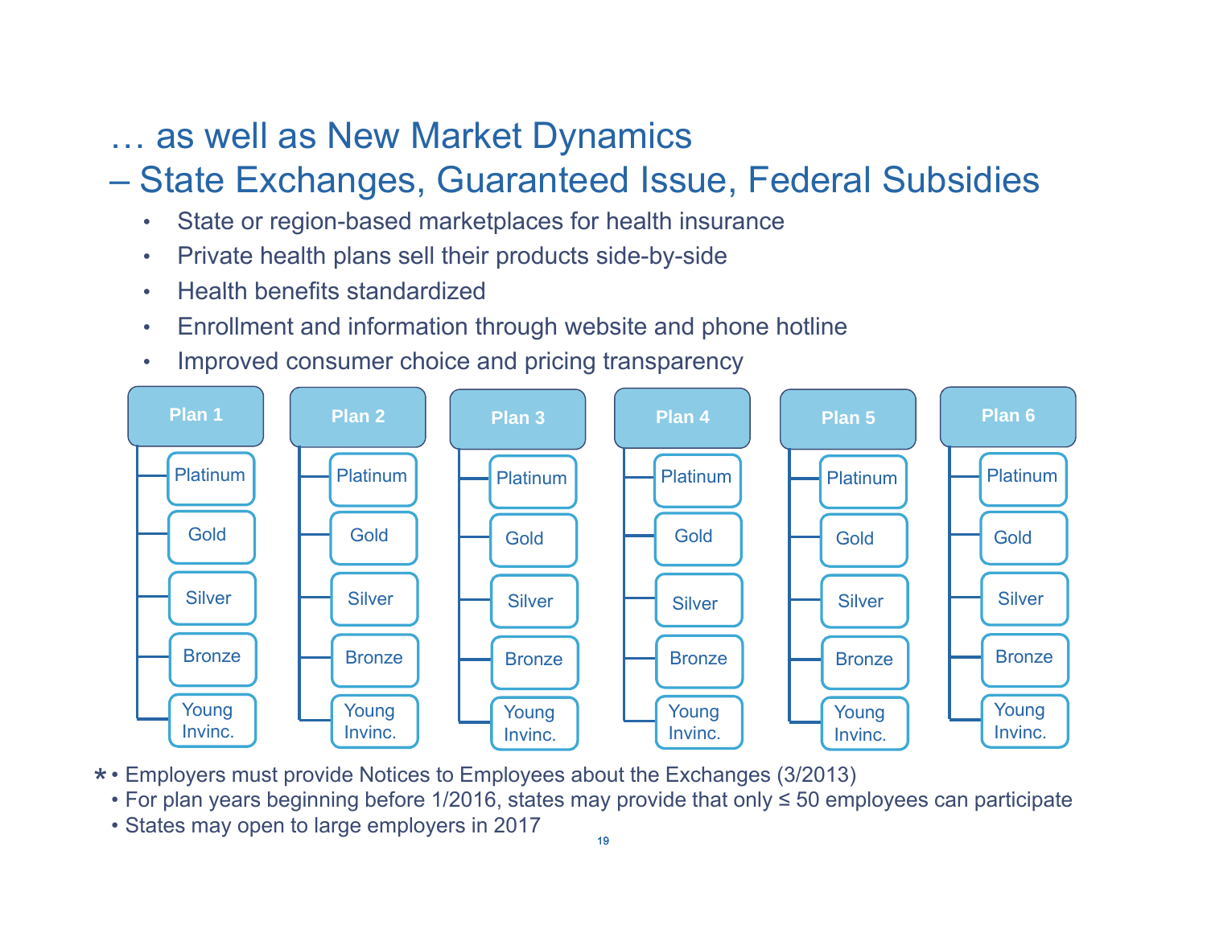# … as well as New Market Dynamics

## – State Exchanges, Guaranteed Issue, Federal Subsidies

- State or region-based marketplaces for health insurance
- Private health plans sell their products side-by-side
- Health benefits standardized
- Enrollment and information through website and phone hotline
- Improved consumer choice and pricing transparency

| Plan 1 | Plan 2 | Plan 3 | Plan 4 | Plan 5 | Plan 6 |
|---|---|---|---|---|---|
| Platinum | Platinum | Platinum | Platinum | Platinum | Platinum |
| Gold | Gold | Gold | Gold | Gold | Gold |
| Silver | Silver | Silver | Silver | Silver | Silver |
| Bronze | Bronze | Bronze | Bronze | Bronze | Bronze |
| Young Invinc. | Young Invinc. | Young Invinc. | Young Invinc. | Young Invinc. | Young Invinc. |

\* • Employers must provide Notices to Employees about the Exchanges (3/2013)
• For plan years beginning before 1/2016, states may provide that only ≤ 50 employees can participate
• States may open to large employers in 2017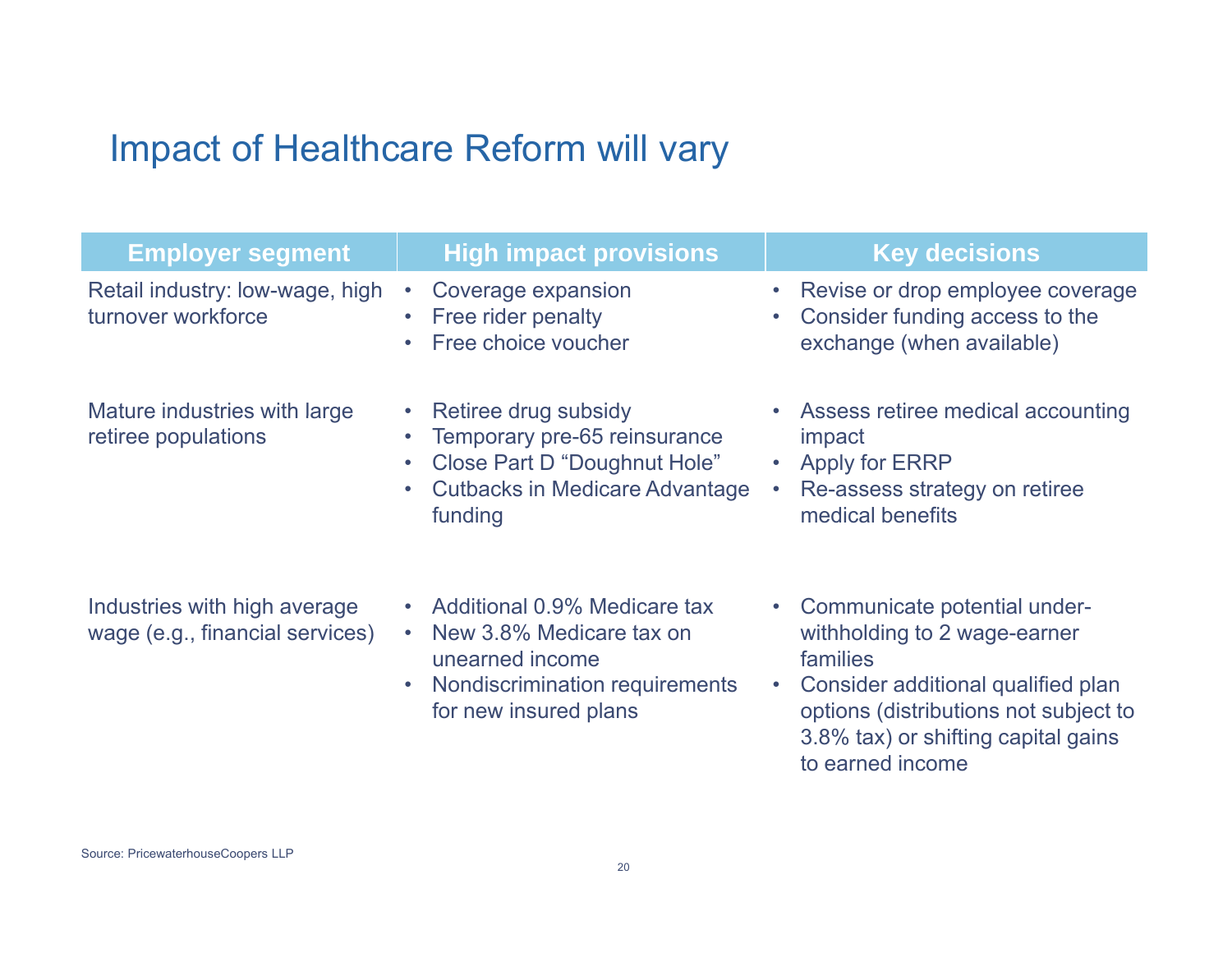# Impact of Healthcare Reform will vary

| Employer segment | High impact provisions | Key decisions |
|---|---|---|
| Retail industry: low-wage, high turnover workforce | • Coverage expansion<br>• Free rider penalty<br>• Free choice voucher | • Revise or drop employee coverage<br>• Consider funding access to the exchange (when available) |
| Mature industries with large retiree populations | • Retiree drug subsidy<br>• Temporary pre-65 reinsurance<br>• Close Part D "Doughnut Hole"<br>• Cutbacks in Medicare Advantage funding | • Assess retiree medical accounting impact<br>• Apply for ERRP<br>• Re-assess strategy on retiree medical benefits |
| Industries with high average wage (e.g., financial services) | • Additional 0.9% Medicare tax<br>• New 3.8% Medicare tax on unearned income<br>• Nondiscrimination requirements for new insured plans | • Communicate potential under-withholding to 2 wage-earner families<br>• Consider additional qualified plan options (distributions not subject to 3.8% tax) or shifting capital gains to earned income |

Source: PricewaterhouseCoopers LLP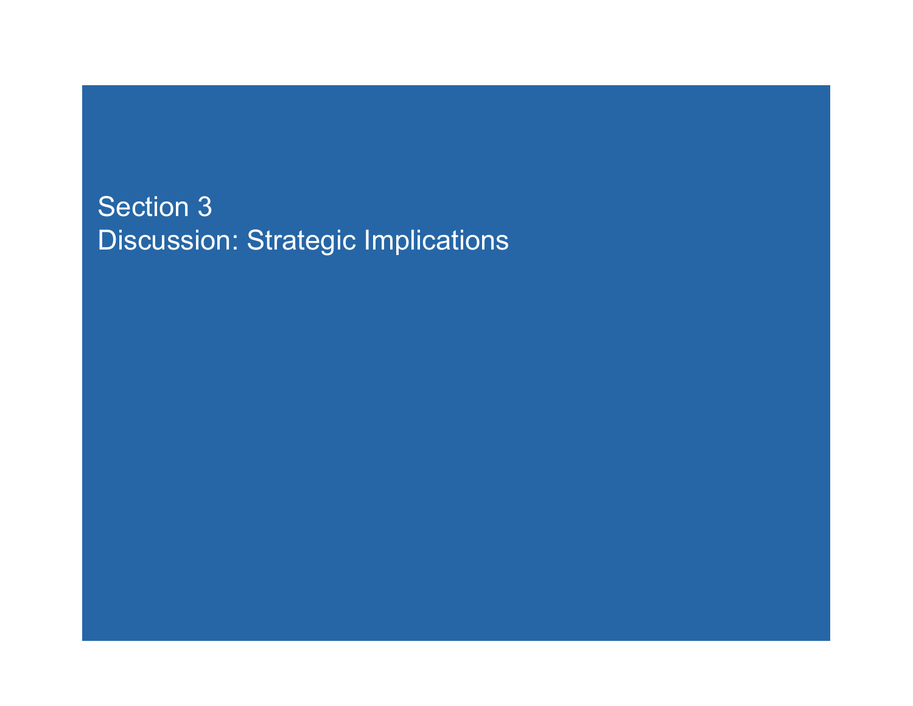# Section 3
# Discussion: Strategic Implications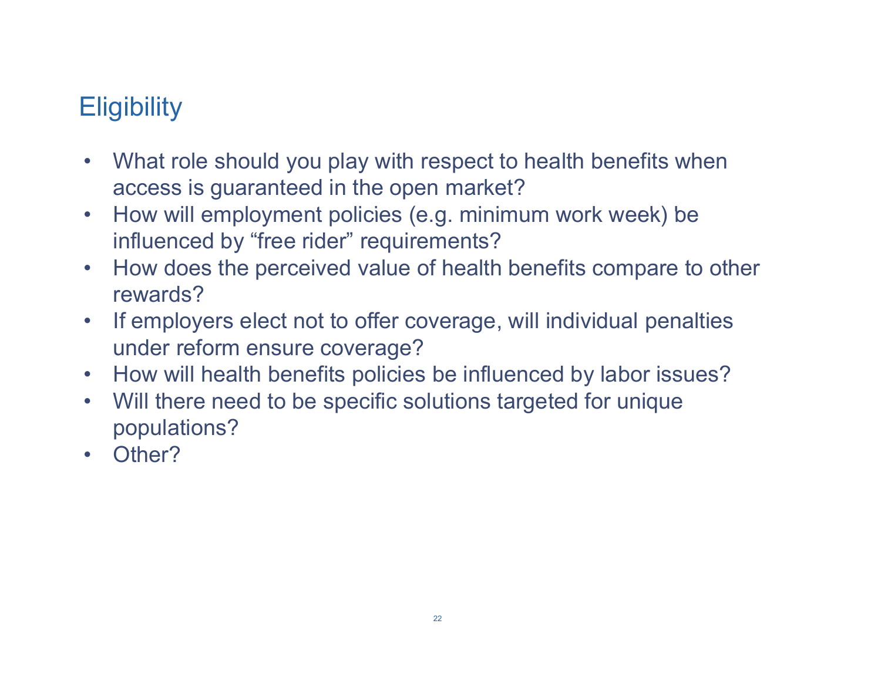## Eligibility

- What role should you play with respect to health benefits when access is guaranteed in the open market?
- How will employment policies (e.g. minimum work week) be influenced by "free rider" requirements?
- How does the perceived value of health benefits compare to other rewards?
- If employers elect not to offer coverage, will individual penalties under reform ensure coverage?
- How will health benefits policies be influenced by labor issues?
- Will there need to be specific solutions targeted for unique populations?
- Other?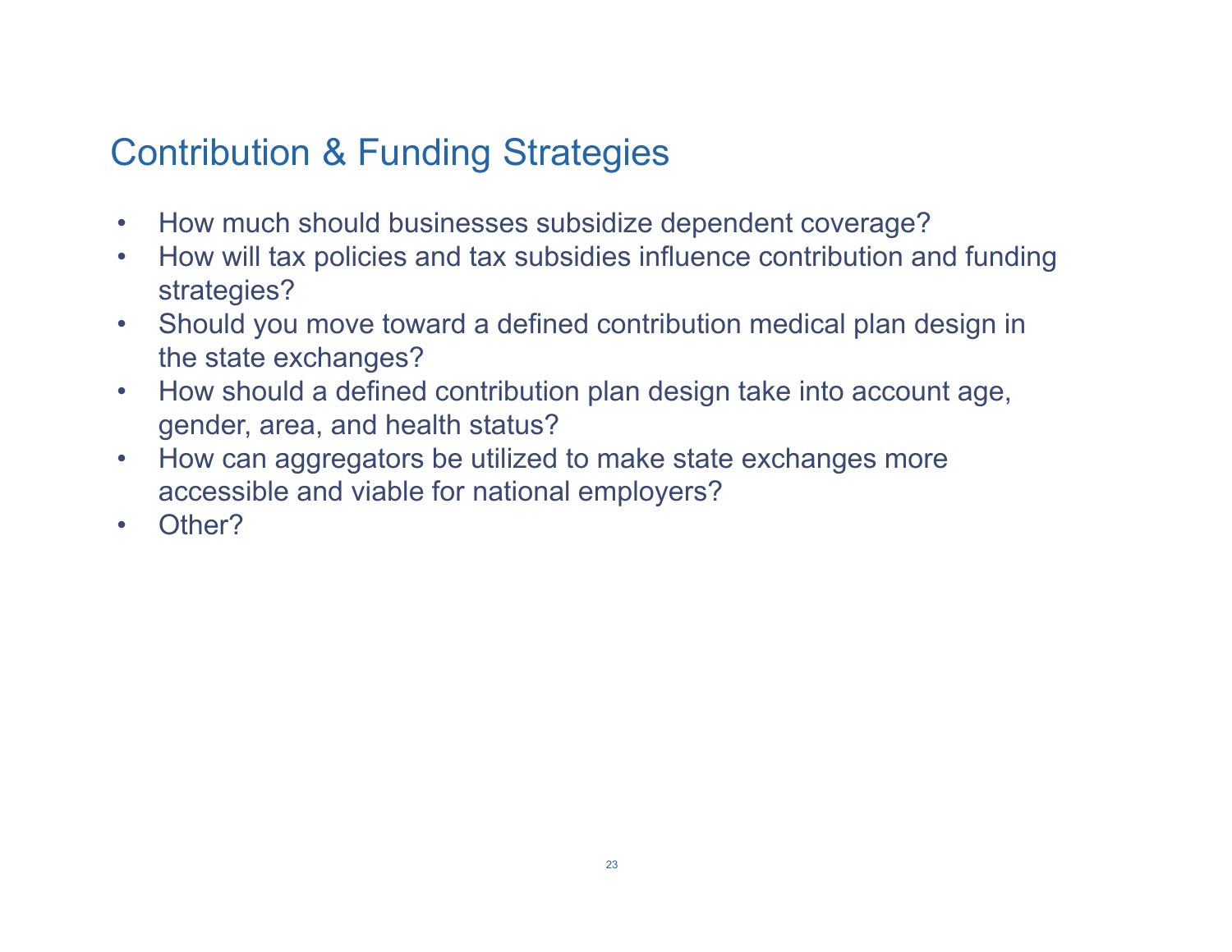## Contribution & Funding Strategies

- How much should businesses subsidize dependent coverage?
- How will tax policies and tax subsidies influence contribution and funding strategies?
- Should you move toward a defined contribution medical plan design in the state exchanges?
- How should a defined contribution plan design take into account age, gender, area, and health status?
- How can aggregators be utilized to make state exchanges more accessible and viable for national employers?
- Other?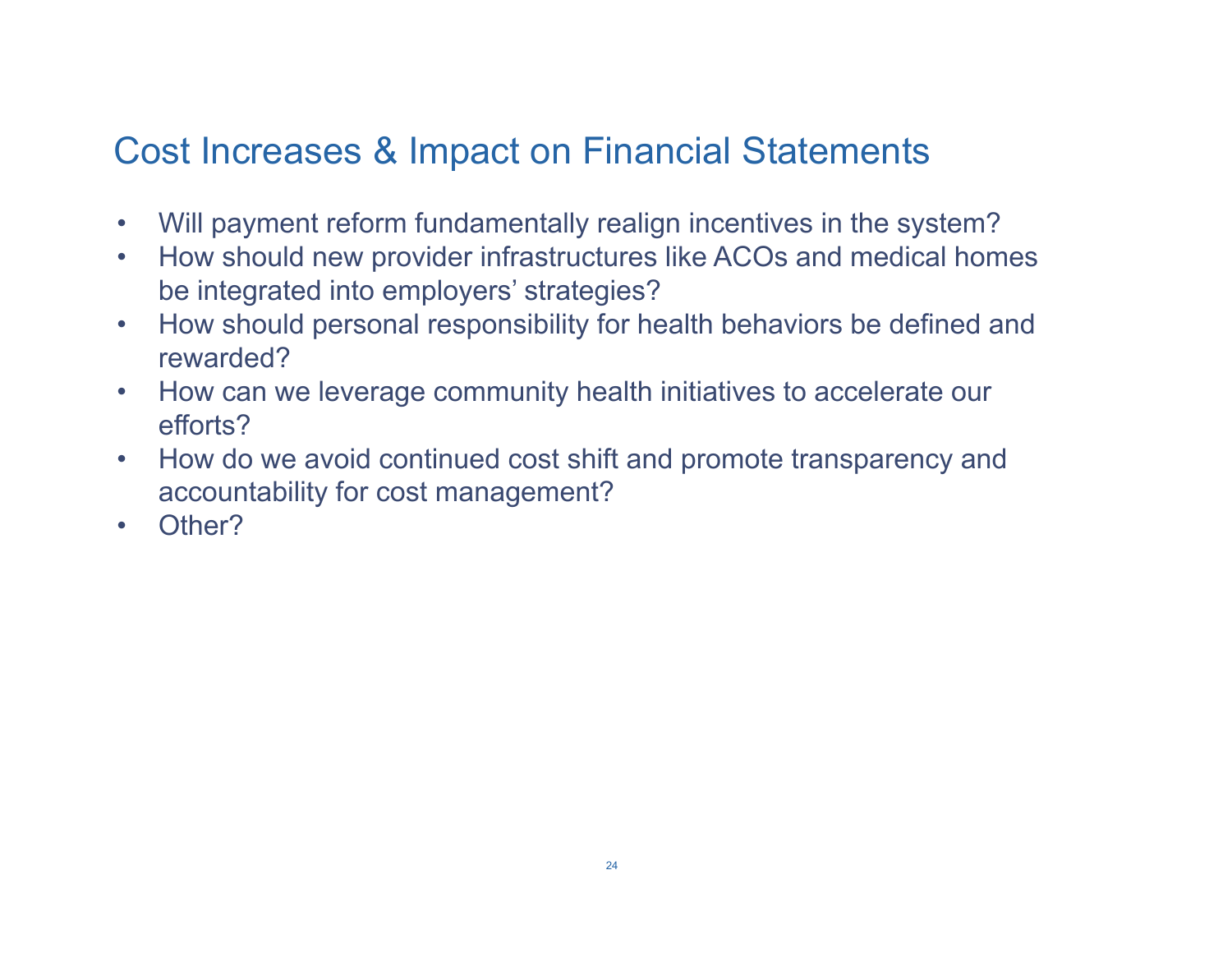# Cost Increases & Impact on Financial Statements

- Will payment reform fundamentally realign incentives in the system?
- How should new provider infrastructures like ACOs and medical homes be integrated into employers' strategies?
- How should personal responsibility for health behaviors be defined and rewarded?
- How can we leverage community health initiatives to accelerate our efforts?
- How do we avoid continued cost shift and promote transparency and accountability for cost management?
- Other?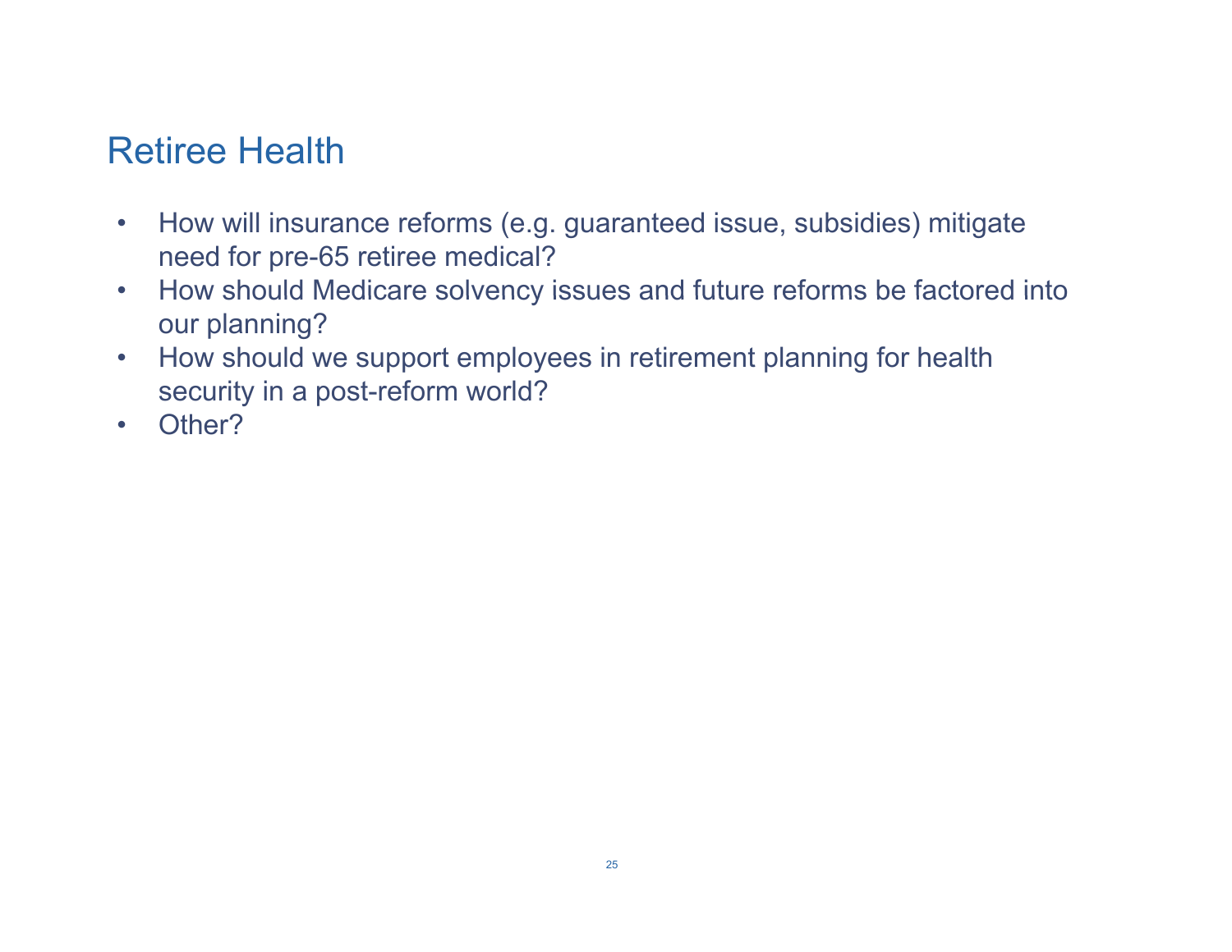# Retiree Health

- How will insurance reforms (e.g. guaranteed issue, subsidies) mitigate need for pre-65 retiree medical?
- How should Medicare solvency issues and future reforms be factored into our planning?
- How should we support employees in retirement planning for health security in a post-reform world?
- Other?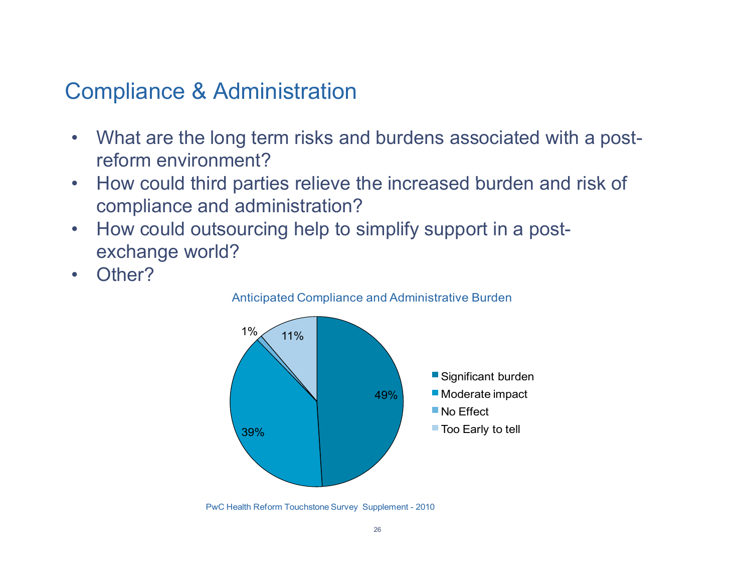# Compliance & Administration

- What are the long term risks and burdens associated with a post-reform environment?
- How could third parties relieve the increased burden and risk of compliance and administration?
- How could outsourcing help to simplify support in a post-exchange world?
- Other?

Anticipated Compliance and Administrative Burden

| Response | Percentage |
|---|---|
| Significant burden | 49% |
| Moderate impact | 39% |
| No Effect | 1% |
| Too Early to tell | 11% |

PwC Health Reform Touchstone Survey Supplement - 2010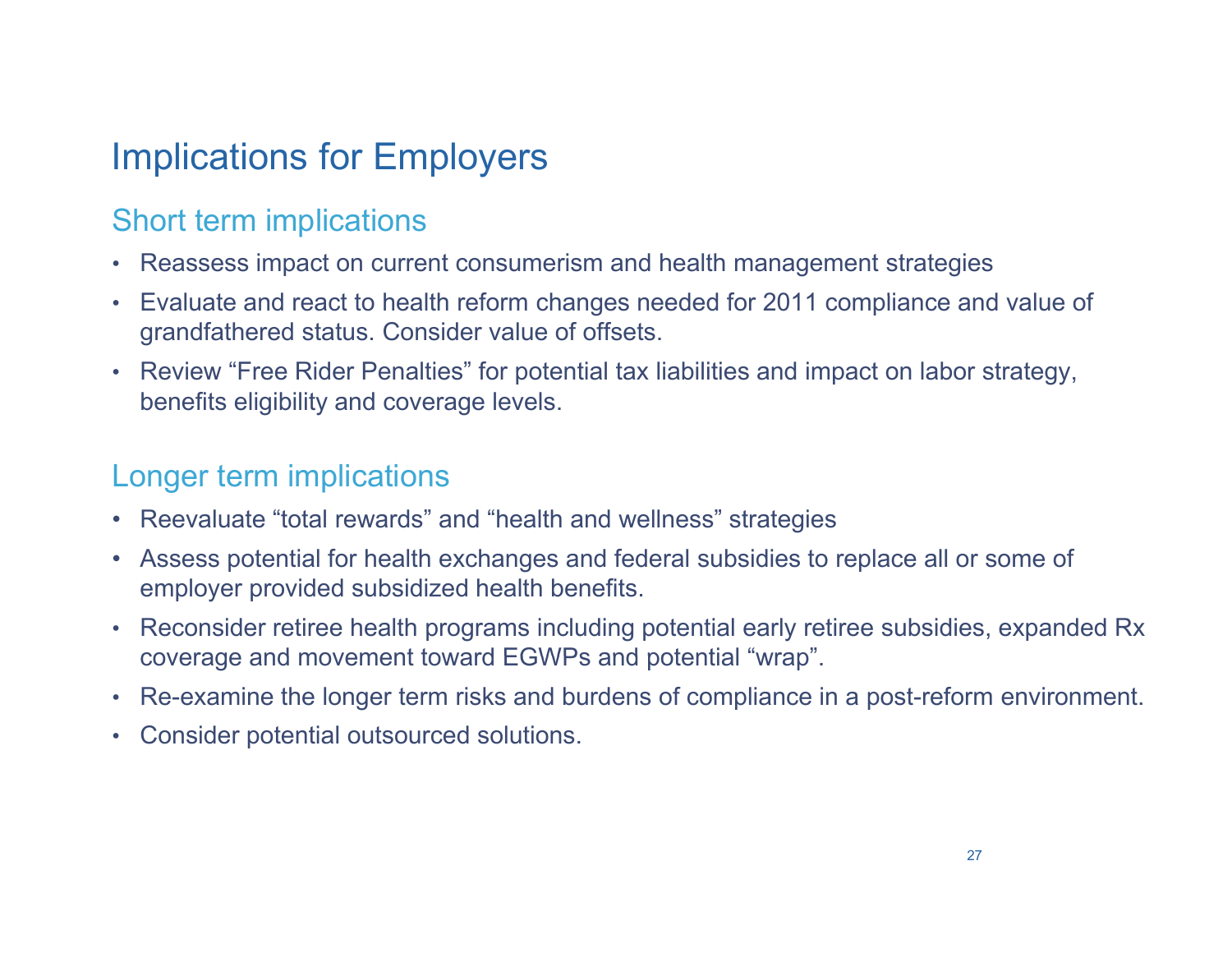# Implications for Employers

## Short term implications

- Reassess impact on current consumerism and health management strategies
- Evaluate and react to health reform changes needed for 2011 compliance and value of grandfathered status. Consider value of offsets.
- Review “Free Rider Penalties” for potential tax liabilities and impact on labor strategy, benefits eligibility and coverage levels.

## Longer term implications

- Reevaluate “total rewards” and “health and wellness” strategies
- Assess potential for health exchanges and federal subsidies to replace all or some of employer provided subsidized health benefits.
- Reconsider retiree health programs including potential early retiree subsidies, expanded Rx coverage and movement toward EGWPs and potential “wrap”.
- Re-examine the longer term risks and burdens of compliance in a post-reform environment.
- Consider potential outsourced solutions.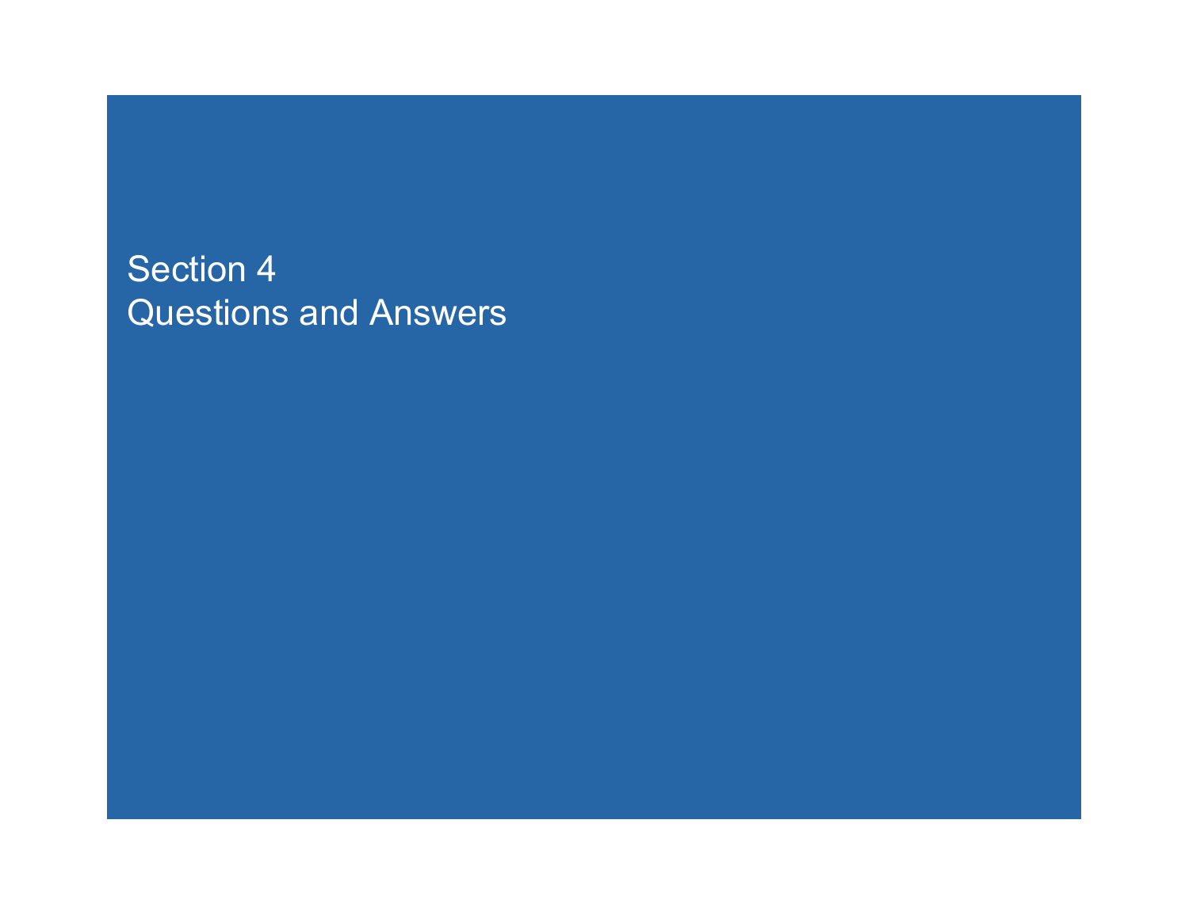# Section 4
# Questions and Answers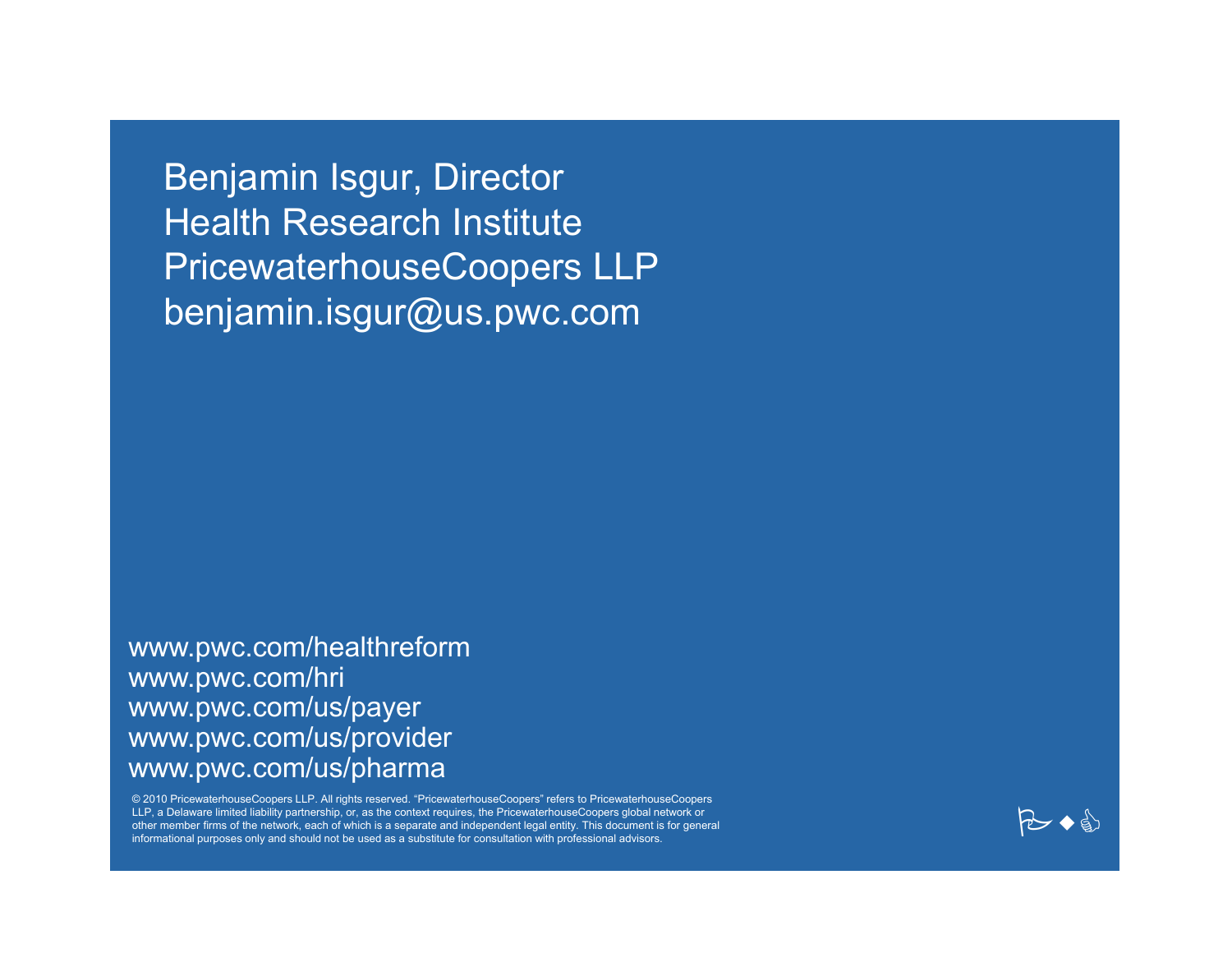Benjamin Isgur, Director
Health Research Institute
PricewaterhouseCoopers LLP
benjamin.isgur@us.pwc.com

www.pwc.com/healthreform
www.pwc.com/hri
www.pwc.com/us/payer
www.pwc.com/us/provider
www.pwc.com/us/pharma

© 2010 PricewaterhouseCoopers LLP. All rights reserved. "PricewaterhouseCoopers" refers to PricewaterhouseCoopers LLP, a Delaware limited liability partnership, or, as the context requires, the PricewaterhouseCoopers global network or other member firms of the network, each of which is a separate and independent legal entity. This document is for general informational purposes only and should not be used as a substitute for consultation with professional advisors.